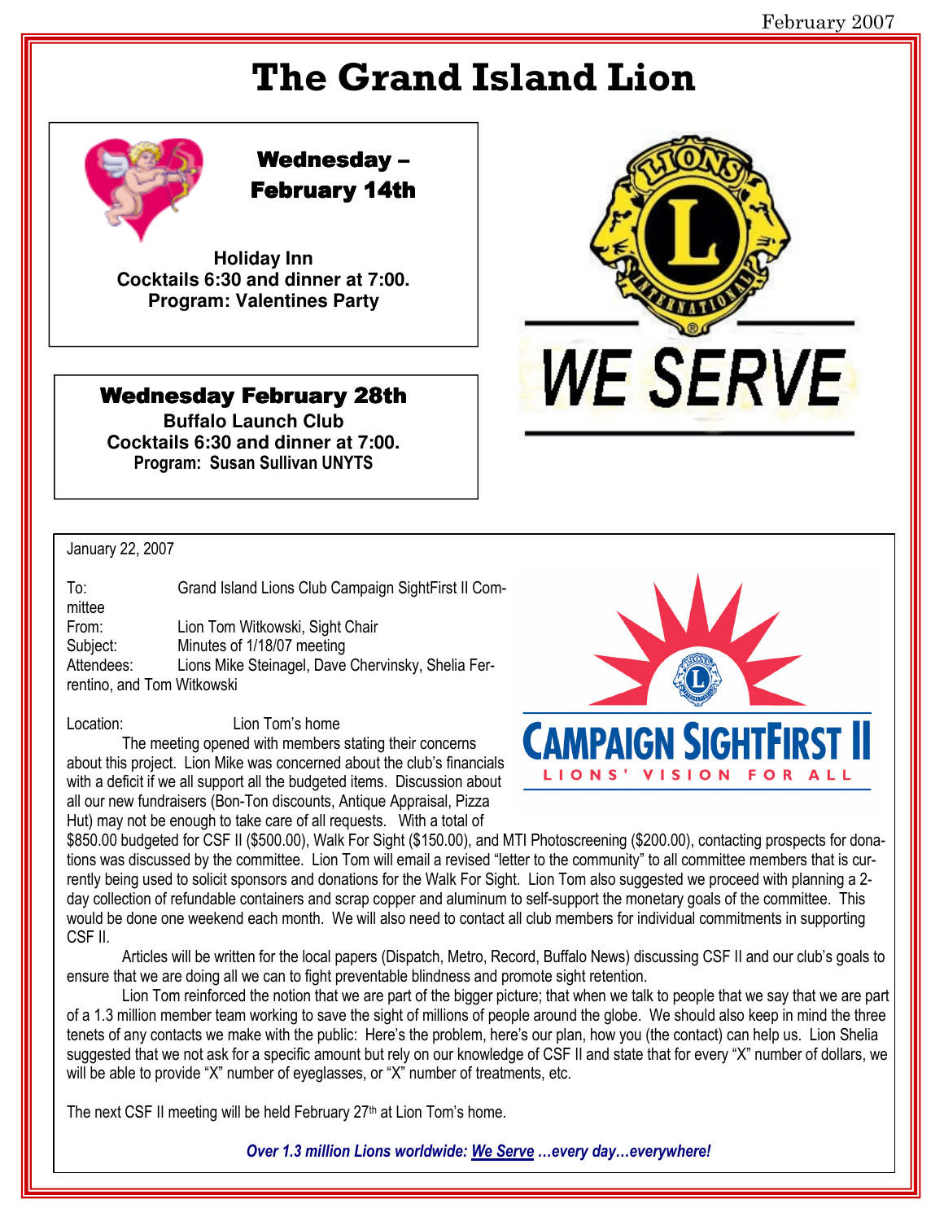February 2007

# The Grand Island Lion

## Wednesday – February 14th

**Holiday Inn**
**Cocktails 6:30 and dinner at 7:00.**
**Program: Valentines Party**

## Wednesday February 28th

**Buffalo Launch Club**
**Cocktails 6:30 and dinner at 7:00.**
**Program: Susan Sullivan UNYTS**

WE SERVE

---

January 22, 2007

To: Grand Island Lions Club Campaign SightFirst II Committee
From: Lion Tom Witkowski, Sight Chair
Subject: Minutes of 1/18/07 meeting
Attendees: Lions Mike Steinagel, Dave Chervinsky, Shelia Ferrentino, and Tom Witkowski

Location: Lion Tom's home

The meeting opened with members stating their concerns about this project. Lion Mike was concerned about the club's financials with a deficit if we all support all the budgeted items. Discussion about all our new fundraisers (Bon-Ton discounts, Antique Appraisal, Pizza Hut) may not be enough to take care of all requests. With a total of $850.00 budgeted for CSF II ($500.00), Walk For Sight ($150.00), and MTI Photoscreening ($200.00), contacting prospects for donations was discussed by the committee. Lion Tom will email a revised "letter to the community" to all committee members that is currently being used to solicit sponsors and donations for the Walk For Sight. Lion Tom also suggested we proceed with planning a 2-day collection of refundable containers and scrap copper and aluminum to self-support the monetary goals of the committee. This would be done one weekend each month. We will also need to contact all club members for individual commitments in supporting CSF II.

Articles will be written for the local papers (Dispatch, Metro, Record, Buffalo News) discussing CSF II and our club's goals to ensure that we are doing all we can to fight preventable blindness and promote sight retention.

Lion Tom reinforced the notion that we are part of the bigger picture; that when we talk to people that we say that we are part of a 1.3 million member team working to save the sight of millions of people around the globe. We should also keep in mind the three tenets of any contacts we make with the public: Here's the problem, here's our plan, how you (the contact) can help us. Lion Shelia suggested that we not ask for a specific amount but rely on our knowledge of CSF II and state that for every "X" number of dollars, we will be able to provide "X" number of eyeglasses, or "X" number of treatments, etc.

The next CSF II meeting will be held February 27th at Lion Tom's home.

CAMPAIGN SIGHTFIRST II
LIONS' VISION FOR ALL

*Over 1.3 million Lions worldwide: We Serve …every day…everywhere!*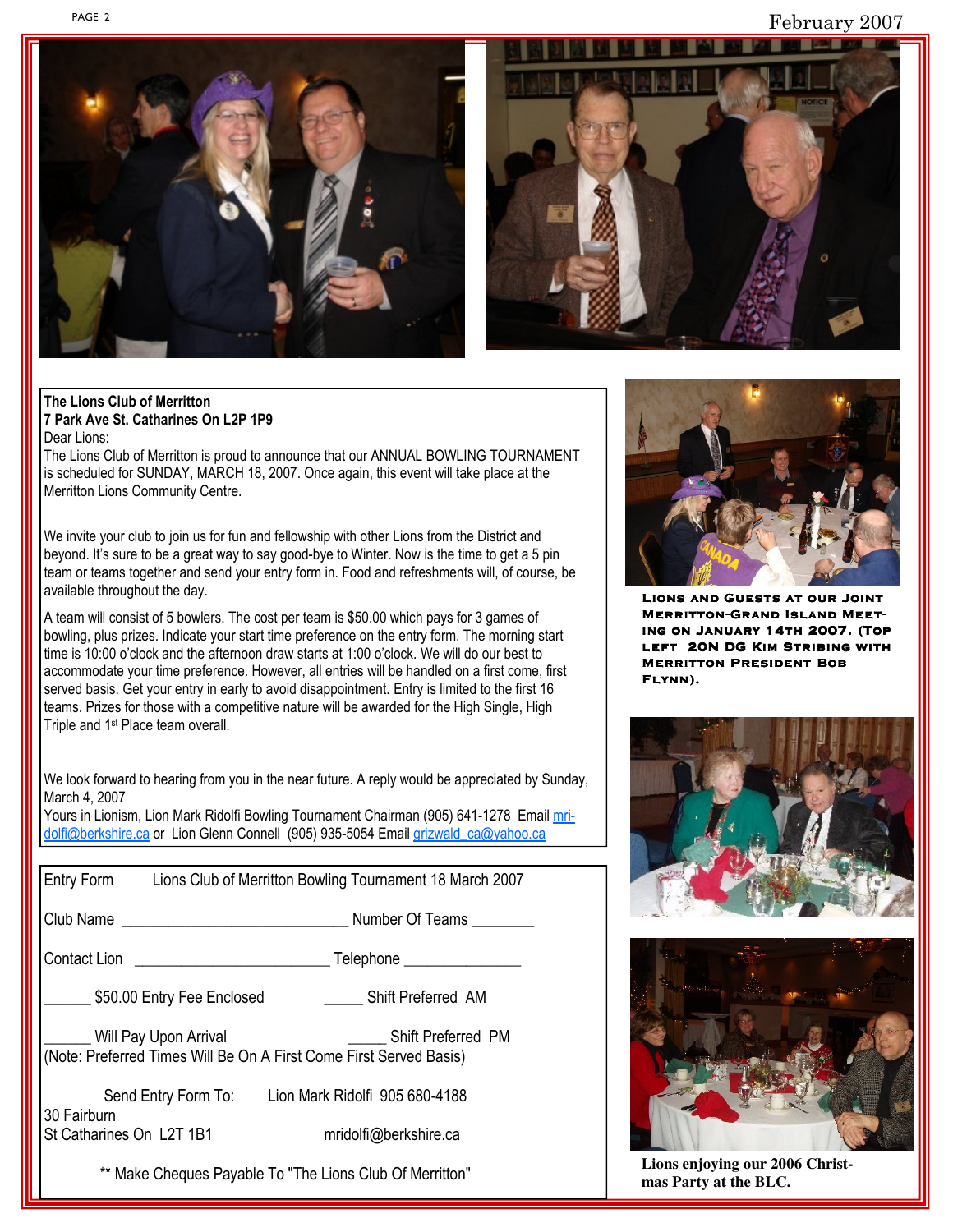**The Lions Club of Merritton**
**7 Park Ave St. Catharines On L2P 1P9**

Dear Lions:

The Lions Club of Merritton is proud to announce that our ANNUAL BOWLING TOURNAMENT is scheduled for SUNDAY, MARCH 18, 2007. Once again, this event will take place at the Merritton Lions Community Centre.

We invite your club to join us for fun and fellowship with other Lions from the District and beyond. It's sure to be a great way to say good-bye to Winter. Now is the time to get a 5 pin team or teams together and send your entry form in. Food and refreshments will, of course, be available throughout the day.

A team will consist of 5 bowlers. The cost per team is $50.00 which pays for 3 games of bowling, plus prizes. Indicate your start time preference on the entry form. The morning start time is 10:00 o'clock and the afternoon draw starts at 1:00 o'clock. We will do our best to accommodate your time preference. However, all entries will be handled on a first come, first served basis. Get your entry in early to avoid disappointment. Entry is limited to the first 16 teams. Prizes for those with a competitive nature will be awarded for the High Single, High Triple and 1st Place team overall.

We look forward to hearing from you in the near future. A reply would be appreciated by Sunday, March 4, 2007

Yours in Lionism, Lion Mark Ridolfi Bowling Tournament Chairman (905) 641-1278 Email mridolfi@berkshire.ca or Lion Glenn Connell (905) 935-5054 Email grizwald_ca@yahoo.ca

---

Entry Form Lions Club of Merritton Bowling Tournament 18 March 2007

Club Name ____________________________ Number Of Teams ________

Contact Lion ________________________ Telephone _______________

______ $50.00 Entry Fee Enclosed _____ Shift Preferred AM

______ Will Pay Upon Arrival _____ Shift Preferred PM

(Note: Preferred Times Will Be On A First Come First Served Basis)

Send Entry Form To: Lion Mark Ridolfi 905 680-4188
30 Fairburn
St Catharines On L2T 1B1 mridolfi@berkshire.ca

** Make Cheques Payable To "The Lions Club Of Merritton"

---

**Lions and Guests at our Joint Merritton-Grand Island Meeting on January 14th 2007. (Top left 20N DG Kim Stribing with Merritton President Bob Flynn).**

**Lions enjoying our 2006 Christmas Party at the BLC.**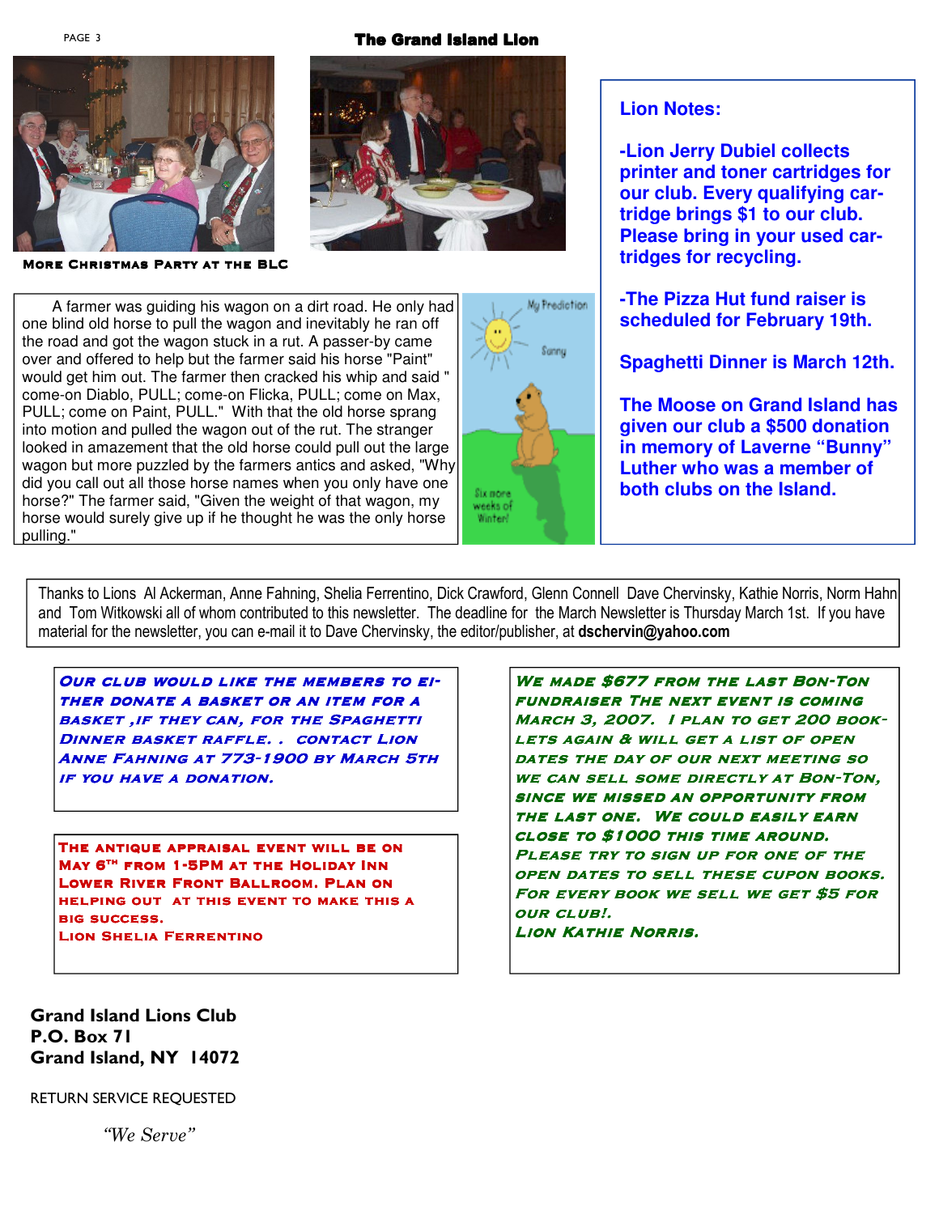More Christmas Party at the BLC

A farmer was guiding his wagon on a dirt road. He only had one blind old horse to pull the wagon and inevitably he ran off the road and got the wagon stuck in a rut. A passer-by came over and offered to help but the farmer said his horse "Paint" would get him out. The farmer then cracked his whip and said " come-on Diablo, PULL; come-on Flicka, PULL; come on Max, PULL; come on Paint, PULL." With that the old horse sprang into motion and pulled the wagon out of the rut. The stranger looked in amazement that the old horse could pull out the large wagon but more puzzled by the farmers antics and asked, "Why did you call out all those horse names when you only have one horse?" The farmer said, "Given the weight of that wagon, my horse would surely give up if he thought he was the only horse pulling."

My Prediction

Sunny

Six more weeks of Winter!

## Lion Notes:

**-Lion Jerry Dubiel collects printer and toner cartridges for our club. Every qualifying cartridge brings $1 to our club. Please bring in your used cartridges for recycling.**

**-The Pizza Hut fund raiser is scheduled for February 19th.**

**Spaghetti Dinner is March 12th.**

**The Moose on Grand Island has given our club a $500 donation in memory of Laverne "Bunny" Luther who was a member of both clubs on the Island.**

Thanks to Lions Al Ackerman, Anne Fahning, Shelia Ferrentino, Dick Crawford, Glenn Connell Dave Chervinsky, Kathie Norris, Norm Hahn and Tom Witkowski all of whom contributed to this newsletter. The deadline for the March Newsletter is Thursday March 1st. If you have material for the newsletter, you can e-mail it to Dave Chervinsky, the editor/publisher, at **dschervin@yahoo.com**

*Our club would like the members to either donate a basket or an item for a basket ,if they can, for the Spaghetti Dinner basket raffle. . Contact Lion Anne Fahning at 773-1900 by March 5th if you have a donation.*

The antique appraisal event will be on May 6th from 1-5PM at the Holiday Inn Lower River Front Ballroom. Plan on helping out at this event to make this a big success.
Lion Shelia Ferrentino

*We made $677 from the last Bon-Ton fundraiser The next event is coming March 3, 2007. I plan to get 200 booklets again & will get a list of open dates the day of our next meeting so we can sell some directly at Bon-Ton, since we missed an opportunity from the last one. We could easily earn close to $1000 this time around. Please try to sign up for one of the open dates to sell these cupon books. For every book we sell we get $5 for our club!.*
*Lion Kathie Norris.*

**Grand Island Lions Club**
**P.O. Box 71**
**Grand Island, NY 14072**

RETURN SERVICE REQUESTED

*"We Serve"*